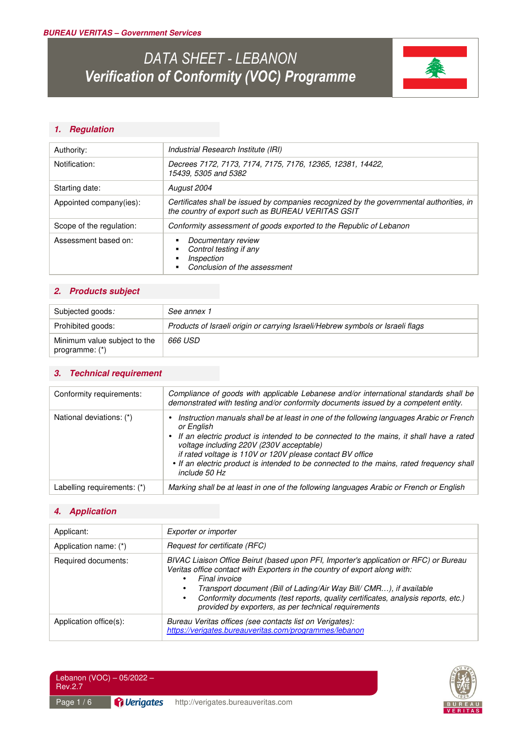BUREAU VERITAS – Government Services

# DATA SHEET - LEBANON
# Verification of Conformity (VOC) Programme

## 1. Regulation

| | |
|---|---|
| Authority: | *Industrial Research Institute (IRI)* |
| Notification: | *Decrees 7172, 7173, 7174, 7175, 7176, 12365, 12381, 14422, 15439, 5305 and 5382* |
| Starting date: | *August 2004* |
| Appointed company(ies): | *Certificates shall be issued by companies recognized by the governmental authorities, in the country of export such as BUREAU VERITAS GSIT* |
| Scope of the regulation: | *Conformity assessment of goods exported to the Republic of Lebanon* |
| Assessment based on: | ▪ *Documentary review*<br>▪ *Control testing if any*<br>▪ *Inspection*<br>▪ *Conclusion of the assessment* |

## 2. Products subject

| | |
|---|---|
| Subjected goods*:* | *See annex 1* |
| Prohibited goods: | *Products of Israeli origin or carrying Israeli/Hebrew symbols or Israeli flags* |
| Minimum value subject to the programme: (*) | *666 USD* |

## 3. Technical requirement

| | |
|---|---|
| Conformity requirements: | *Compliance of goods with applicable Lebanese and/or international standards shall be demonstrated with testing and/or conformity documents issued by a competent entity.* |
| National deviations: (*) | • *Instruction manuals shall be at least in one of the following languages Arabic or French or English*<br>• *If an electric product is intended to be connected to the mains, it shall have a rated voltage including 220V (230V acceptable)*<br>*if rated voltage is 110V or 120V please contact BV office*<br>• *If an electric product is intended to be connected to the mains, rated frequency shall include 50 Hz* |
| Labelling requirements: (*) | *Marking shall be at least in one of the following languages Arabic or French or English* |

## 4. Application

| | |
|---|---|
| Applicant: | *Exporter or importer* |
| Application name: (*) | *Request for certificate (RFC)* |
| Required documents: | *BIVAC Liaison Office Beirut (based upon PFI, Importer's application or RFC) or Bureau Veritas office contact with Exporters in the country of export along with:*<br>• *Final invoice*<br>• *Transport document (Bill of Lading/Air Way Bill/ CMR…), if available*<br>• *Conformity documents (test reports, quality certificates, analysis reports, etc.) provided by exporters, as per technical requirements* |
| Application office(s): | *Bureau Veritas offices (see contacts list on Verigates):*<br>*https://verigates.bureauveritas.com/programmes/lebanon* |

Lebanon (VOC) – 05/2022 – Rev.2.7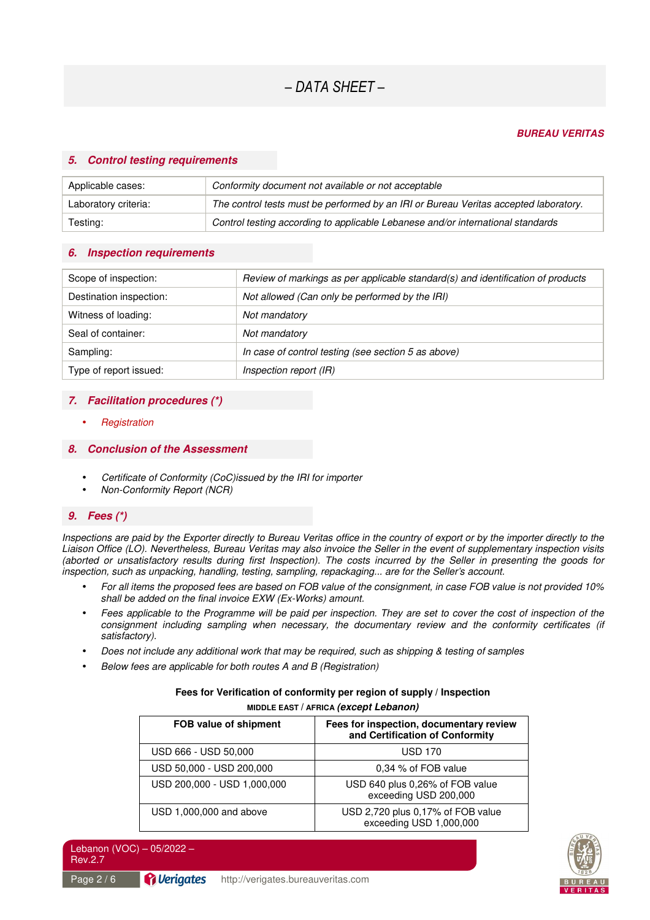## 5. Control testing requirements

| | |
|---|---|
| Applicable cases: | *Conformity document not available or not acceptable* |
| Laboratory criteria: | *The control tests must be performed by an IRI or Bureau Veritas accepted laboratory.* |
| Testing: | *Control testing according to applicable Lebanese and/or international standards* |

## 6. Inspection requirements

| | |
|---|---|
| Scope of inspection: | *Review of markings as per applicable standard(s) and identification of products* |
| Destination inspection: | *Not allowed (Can only be performed by the IRI)* |
| Witness of loading: | *Not mandatory* |
| Seal of container: | *Not mandatory* |
| Sampling: | *In case of control testing (see section 5 as above)* |
| Type of report issued: | *Inspection report (IR)* |

## 7. Facilitation procedures (*)

- *Registration*

## 8. Conclusion of the Assessment

- *Certificate of Conformity (CoC)issued by the IRI for importer*
- *Non-Conformity Report (NCR)*

## 9. Fees (*)

*Inspections are paid by the Exporter directly to Bureau Veritas office in the country of export or by the importer directly to the Liaison Office (LO). Nevertheless, Bureau Veritas may also invoice the Seller in the event of supplementary inspection visits (aborted or unsatisfactory results during first Inspection). The costs incurred by the Seller in presenting the goods for inspection, such as unpacking, handling, testing, sampling, repackaging... are for the Seller's account.*

- *For all items the proposed fees are based on FOB value of the consignment, in case FOB value is not provided 10% shall be added on the final invoice EXW (Ex-Works) amount.*
- *Fees applicable to the Programme will be paid per inspection. They are set to cover the cost of inspection of the consignment including sampling when necessary, the documentary review and the conformity certificates (if satisfactory).*
- *Does not include any additional work that may be required, such as shipping & testing of samples*
- *Below fees are applicable for both routes A and B (Registration)*

**Fees for Verification of conformity per region of supply / Inspection**

**MIDDLE EAST / AFRICA *(except Lebanon)***

| FOB value of shipment | Fees for inspection, documentary review and Certification of Conformity |
|---|---|
| USD 666 - USD 50,000 | USD 170 |
| USD 50,000 - USD 200,000 | 0,34 % of FOB value |
| USD 200,000 - USD 1,000,000 | USD 640 plus 0,26% of FOB value exceeding USD 200,000 |
| USD 1,000,000 and above | USD 2,720 plus 0,17% of FOB value exceeding USD 1,000,000 |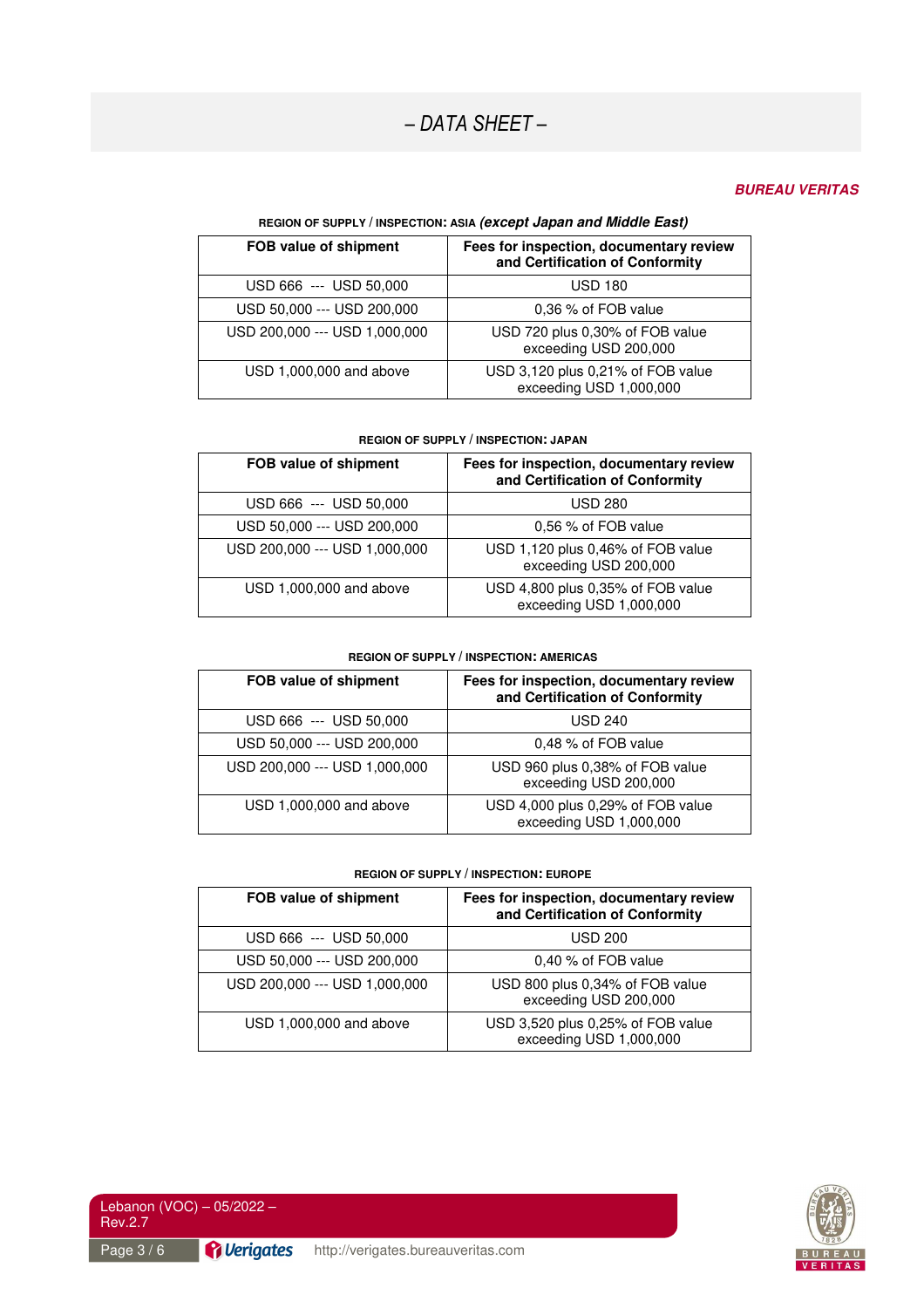# – DATA SHEET –

***BUREAU VERITAS***

**REGION OF SUPPLY / INSPECTION: ASIA *(except Japan and Middle East)***

| FOB value of shipment | Fees for inspection, documentary review and Certification of Conformity |
|---|---|
| USD 666 --- USD 50,000 | USD 180 |
| USD 50,000 --- USD 200,000 | 0,36 % of FOB value |
| USD 200,000 --- USD 1,000,000 | USD 720 plus 0,30% of FOB value exceeding USD 200,000 |
| USD 1,000,000 and above | USD 3,120 plus 0,21% of FOB value exceeding USD 1,000,000 |

**REGION OF SUPPLY / INSPECTION: JAPAN**

| FOB value of shipment | Fees for inspection, documentary review and Certification of Conformity |
|---|---|
| USD 666 --- USD 50,000 | USD 280 |
| USD 50,000 --- USD 200,000 | 0,56 % of FOB value |
| USD 200,000 --- USD 1,000,000 | USD 1,120 plus 0,46% of FOB value exceeding USD 200,000 |
| USD 1,000,000 and above | USD 4,800 plus 0,35% of FOB value exceeding USD 1,000,000 |

**REGION OF SUPPLY / INSPECTION: AMERICAS**

| FOB value of shipment | Fees for inspection, documentary review and Certification of Conformity |
|---|---|
| USD 666 --- USD 50,000 | USD 240 |
| USD 50,000 --- USD 200,000 | 0,48 % of FOB value |
| USD 200,000 --- USD 1,000,000 | USD 960 plus 0,38% of FOB value exceeding USD 200,000 |
| USD 1,000,000 and above | USD 4,000 plus 0,29% of FOB value exceeding USD 1,000,000 |

**REGION OF SUPPLY / INSPECTION: EUROPE**

| FOB value of shipment | Fees for inspection, documentary review and Certification of Conformity |
|---|---|
| USD 666 --- USD 50,000 | USD 200 |
| USD 50,000 --- USD 200,000 | 0,40 % of FOB value |
| USD 200,000 --- USD 1,000,000 | USD 800 plus 0,34% of FOB value exceeding USD 200,000 |
| USD 1,000,000 and above | USD 3,520 plus 0,25% of FOB value exceeding USD 1,000,000 |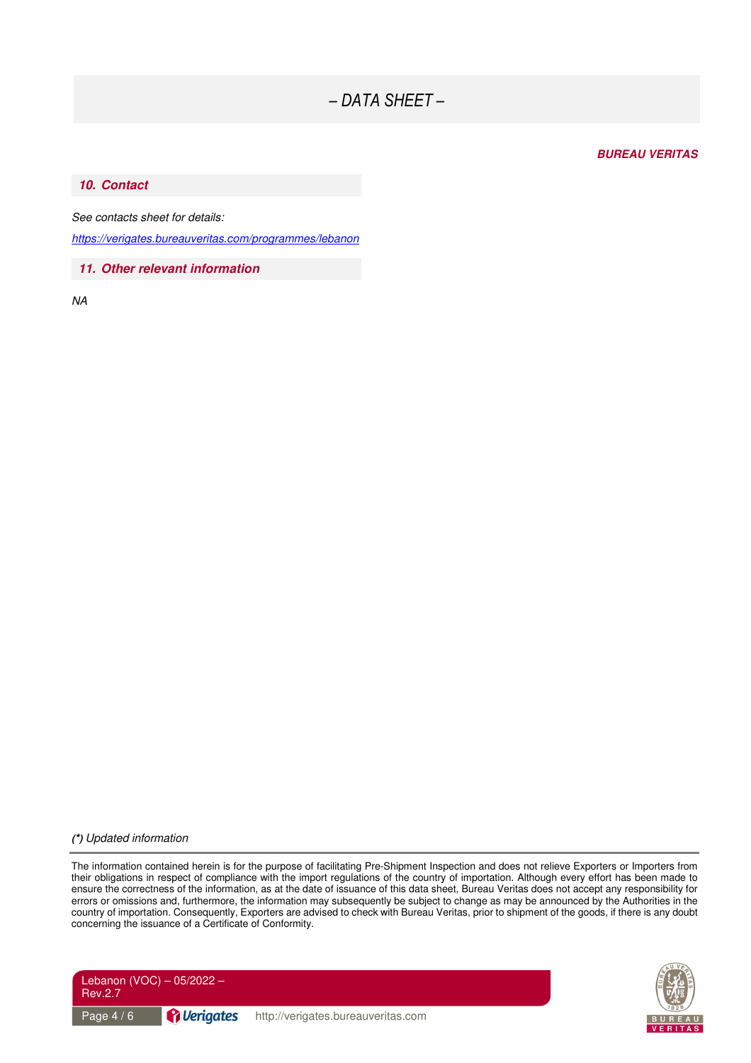## 10. Contact

*See contacts sheet for details:*

*https://verigates.bureauveritas.com/programmes/lebanon*

## 11. Other relevant information

*NA*

*(*) Updated information*

The information contained herein is for the purpose of facilitating Pre-Shipment Inspection and does not relieve Exporters or Importers from their obligations in respect of compliance with the import regulations of the country of importation. Although every effort has been made to ensure the correctness of the information, as at the date of issuance of this data sheet, Bureau Veritas does not accept any responsibility for errors or omissions and, furthermore, the information may subsequently be subject to change as may be announced by the Authorities in the country of importation. Consequently, Exporters are advised to check with Bureau Veritas, prior to shipment of the goods, if there is any doubt concerning the issuance of a Certificate of Conformity.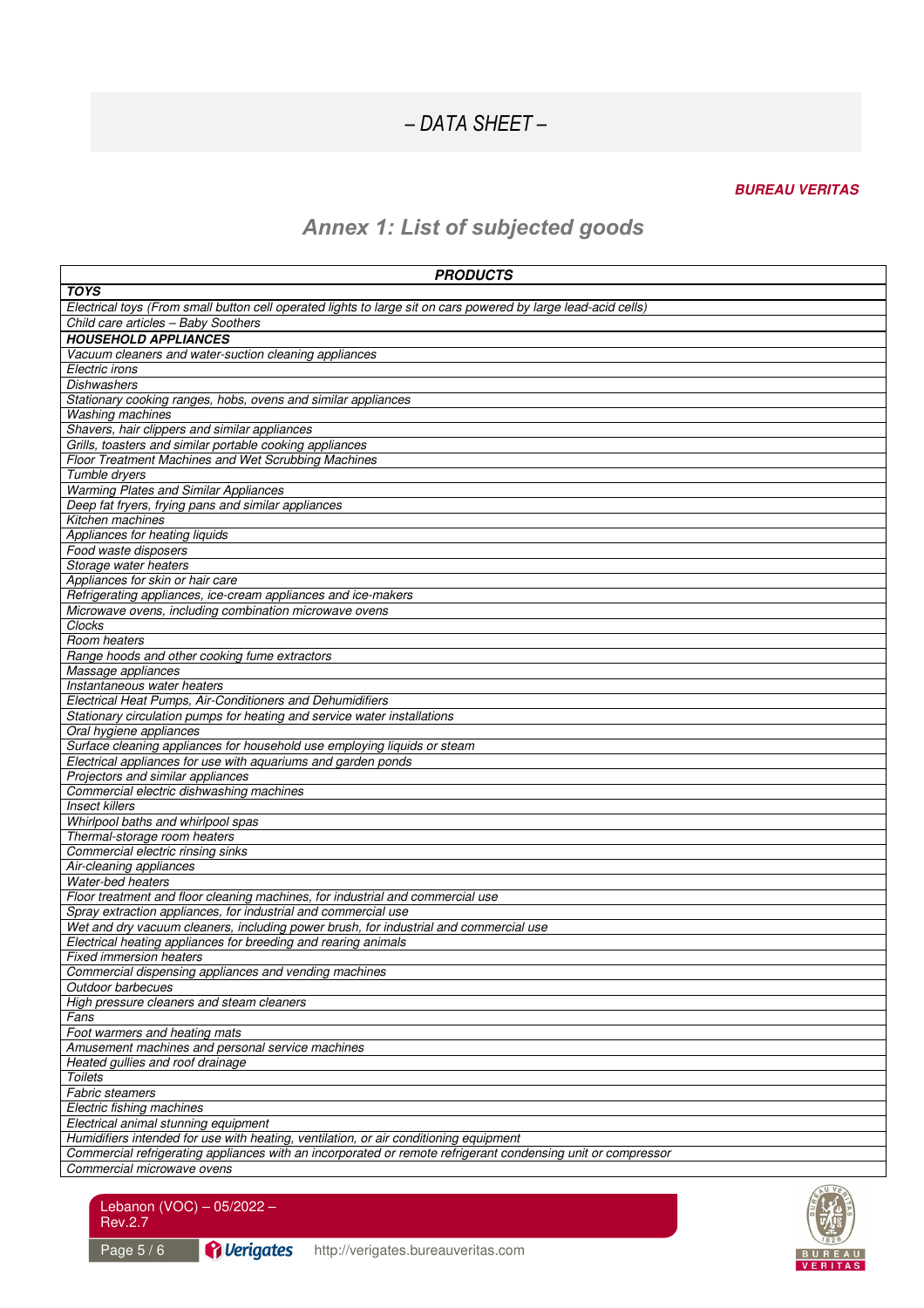– DATA SHEET –

**BUREAU VERITAS**

## Annex 1: List of subjected goods

| ***PRODUCTS*** |
|---|
| ***TOYS*** |
| *Electrical toys (From small button cell operated lights to large sit on cars powered by large lead-acid cells)* |
| *Child care articles – Baby Soothers* |
| ***HOUSEHOLD APPLIANCES*** |
| *Vacuum cleaners and water-suction cleaning appliances* |
| *Electric irons* |
| *Dishwashers* |
| *Stationary cooking ranges, hobs, ovens and similar appliances* |
| *Washing machines* |
| *Shavers, hair clippers and similar appliances* |
| *Grills, toasters and similar portable cooking appliances* |
| *Floor Treatment Machines and Wet Scrubbing Machines* |
| *Tumble dryers* |
| *Warming Plates and Similar Appliances* |
| *Deep fat fryers, frying pans and similar appliances* |
| *Kitchen machines* |
| *Appliances for heating liquids* |
| *Food waste disposers* |
| *Storage water heaters* |
| *Appliances for skin or hair care* |
| *Refrigerating appliances, ice-cream appliances and ice-makers* |
| *Microwave ovens, including combination microwave ovens* |
| *Clocks* |
| *Room heaters* |
| *Range hoods and other cooking fume extractors* |
| *Massage appliances* |
| *Instantaneous water heaters* |
| *Electrical Heat Pumps, Air-Conditioners and Dehumidifiers* |
| *Stationary circulation pumps for heating and service water installations* |
| *Oral hygiene appliances* |
| *Surface cleaning appliances for household use employing liquids or steam* |
| *Electrical appliances for use with aquariums and garden ponds* |
| *Projectors and similar appliances* |
| *Commercial electric dishwashing machines* |
| *Insect killers* |
| *Whirlpool baths and whirlpool spas* |
| *Thermal-storage room heaters* |
| *Commercial electric rinsing sinks* |
| *Air-cleaning appliances* |
| *Water-bed heaters* |
| *Floor treatment and floor cleaning machines, for industrial and commercial use* |
| *Spray extraction appliances, for industrial and commercial use* |
| *Wet and dry vacuum cleaners, including power brush, for industrial and commercial use* |
| *Electrical heating appliances for breeding and rearing animals* |
| *Fixed immersion heaters* |
| *Commercial dispensing appliances and vending machines* |
| *Outdoor barbecues* |
| *High pressure cleaners and steam cleaners* |
| *Fans* |
| *Foot warmers and heating mats* |
| *Amusement machines and personal service machines* |
| *Heated gullies and roof drainage* |
| *Toilets* |
| *Fabric steamers* |
| *Electric fishing machines* |
| *Electrical animal stunning equipment* |
| *Humidifiers intended for use with heating, ventilation, or air conditioning equipment* |
| *Commercial refrigerating appliances with an incorporated or remote refrigerant condensing unit or compressor* |
| *Commercial microwave ovens* |

Lebanon (VOC) – 05/2022 – Rev.2.7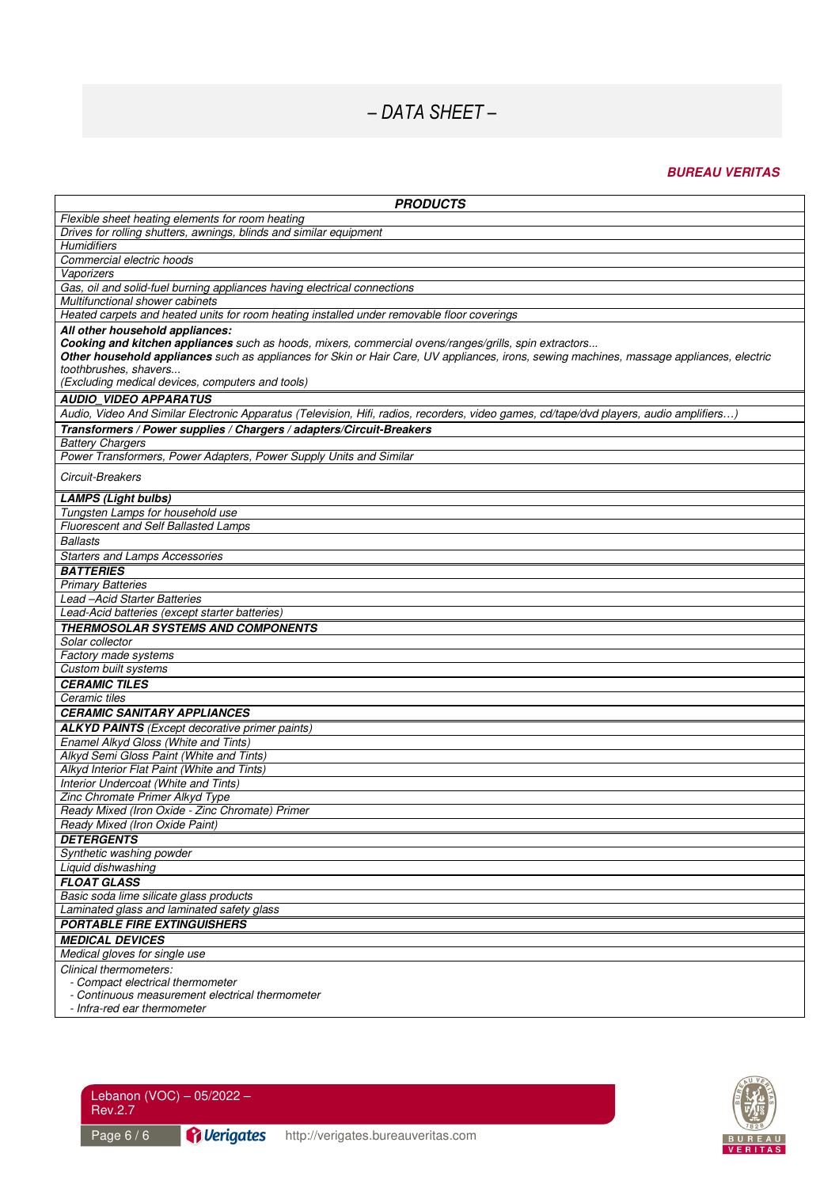# – DATA SHEET –

***BUREAU VERITAS***

| ***PRODUCTS*** |
|---|
| *Flexible sheet heating elements for room heating* |
| *Drives for rolling shutters, awnings, blinds and similar equipment* |
| *Humidifiers* |
| *Commercial electric hoods* |
| *Vaporizers* |
| *Gas, oil and solid-fuel burning appliances having electrical connections* |
| *Multifunctional shower cabinets* |
| *Heated carpets and heated units for room heating installed under removable floor coverings* |
| ***All other household appliances:*** ***Cooking and kitchen appliances*** *such as hoods, mixers, commercial ovens/ranges/grills, spin extractors...* ***Other household appliances*** *such as appliances for Skin or Hair Care, UV appliances, irons, sewing machines, massage appliances, electric toothbrushes, shavers...* *(Excluding medical devices, computers and tools)* |
| ***AUDIO_VIDEO APPARATUS*** |
| *Audio, Video And Similar Electronic Apparatus (Television, Hifi, radios, recorders, video games, cd/tape/dvd players, audio amplifiers…)* |
| ***Transformers / Power supplies / Chargers / adapters/Circuit-Breakers*** |
| *Battery Chargers* |
| *Power Transformers, Power Adapters, Power Supply Units and Similar* |
| *Circuit-Breakers* |
| ***LAMPS (Light bulbs)*** |
| *Tungsten Lamps for household use* |
| *Fluorescent and Self Ballasted Lamps* |
| *Ballasts* |
| *Starters and Lamps Accessories* |
| ***BATTERIES*** |
| *Primary Batteries* |
| *Lead –Acid Starter Batteries* |
| *Lead-Acid batteries (except starter batteries)* |
| ***THERMOSOLAR SYSTEMS AND COMPONENTS*** |
| *Solar collector* |
| *Factory made systems* |
| *Custom built systems* |
| ***CERAMIC TILES*** |
| *Ceramic tiles* |
| ***CERAMIC SANITARY APPLIANCES*** |
| ***ALKYD PAINTS*** *(Except decorative primer paints)* |
| *Enamel Alkyd Gloss (White and Tints)* |
| *Alkyd Semi Gloss Paint (White and Tints)* |
| *Alkyd Interior Flat Paint (White and Tints)* |
| *Interior Undercoat (White and Tints)* |
| *Zinc Chromate Primer Alkyd Type* |
| *Ready Mixed (Iron Oxide - Zinc Chromate) Primer* |
| *Ready Mixed (Iron Oxide Paint)* |
| ***DETERGENTS*** |
| *Synthetic washing powder* |
| *Liquid dishwashing* |
| ***FLOAT GLASS*** |
| *Basic soda lime silicate glass products* |
| *Laminated glass and laminated safety glass* |
| ***PORTABLE FIRE EXTINGUISHERS*** |
| ***MEDICAL DEVICES*** |
| *Medical gloves for single use* |
| *Clinical thermometers:* *- Compact electrical thermometer* *- Continuous measurement electrical thermometer* *- Infra-red ear thermometer* |

Lebanon (VOC) – 05/2022 – Rev.2.7